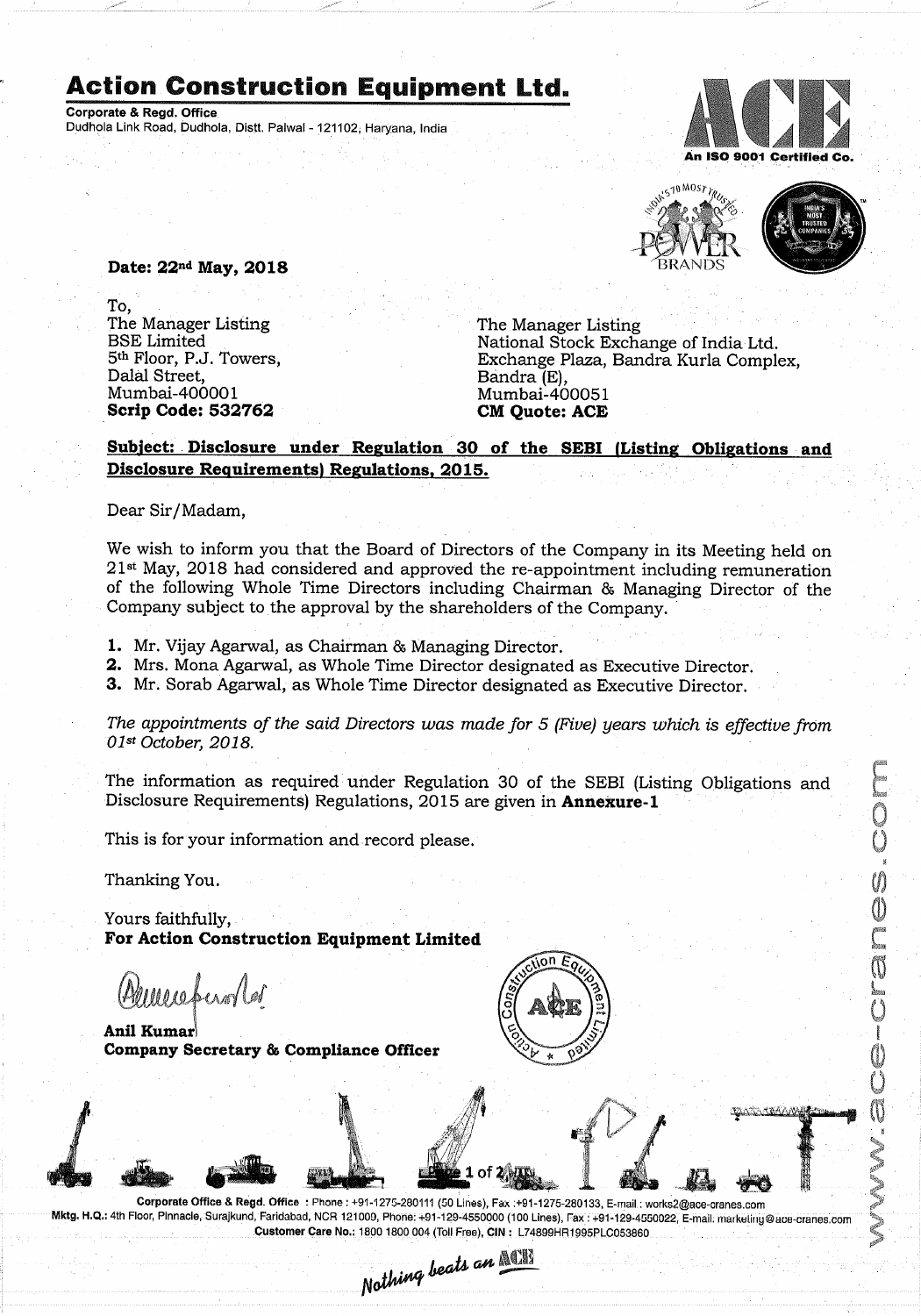# Action Construction Equipment Ltd.

**Corporate & Regd. Office**
Dudhola Link Road, Dudhola, Distt. Palwal - 121102, Haryana, India

An ISO 9001 Certified Co.

**Date: 22nd May, 2018**

To,
The Manager Listing
BSE Limited
5th Floor, P.J. Towers,
Dalal Street,
Mumbai-400001
**Scrip Code: 532762**

The Manager Listing
National Stock Exchange of India Ltd.
Exchange Plaza, Bandra Kurla Complex,
Bandra (E),
Mumbai-400051
**CM Quote: ACE**

**Subject: Disclosure under Regulation 30 of the SEBI (Listing Obligations and Disclosure Requirements) Regulations, 2015.**

Dear Sir/Madam,

We wish to inform you that the Board of Directors of the Company in its Meeting held on 21st May, 2018 had considered and approved the re-appointment including remuneration of the following Whole Time Directors including Chairman & Managing Director of the Company subject to the approval by the shareholders of the Company.

1. Mr. Vijay Agarwal, as Chairman & Managing Director.
2. Mrs. Mona Agarwal, as Whole Time Director designated as Executive Director.
3. Mr. Sorab Agarwal, as Whole Time Director designated as Executive Director.

*The appointments of the said Directors was made for 5 (Five) years which is effective from 01st October, 2018.*

The information as required under Regulation 30 of the SEBI (Listing Obligations and Disclosure Requirements) Regulations, 2015 are given in **Annexure-1**

This is for your information and record please.

Thanking You.

Yours faithfully,
**For Action Construction Equipment Limited**

**Anil Kumar**
**Company Secretary & Compliance Officer**

Corporate Office & Regd. Office : Phone : +91-1275-280111 (50 Lines), Fax :+91-1275-280133, E-mail : works2@ace-cranes.com
Mktg. H.Q.: 4th Floor, Pinnacle, Surajkund, Faridabad, NCR 121009, Phone: +91-129-4550000 (100 Lines), Fax : +91-129-4550022, E-mail: marketing@ace-cranes.com
Customer Care No.: 1800 1800 004 (Toll Free), CIN : L74899HR1995PLC053860

www.ace-cranes.com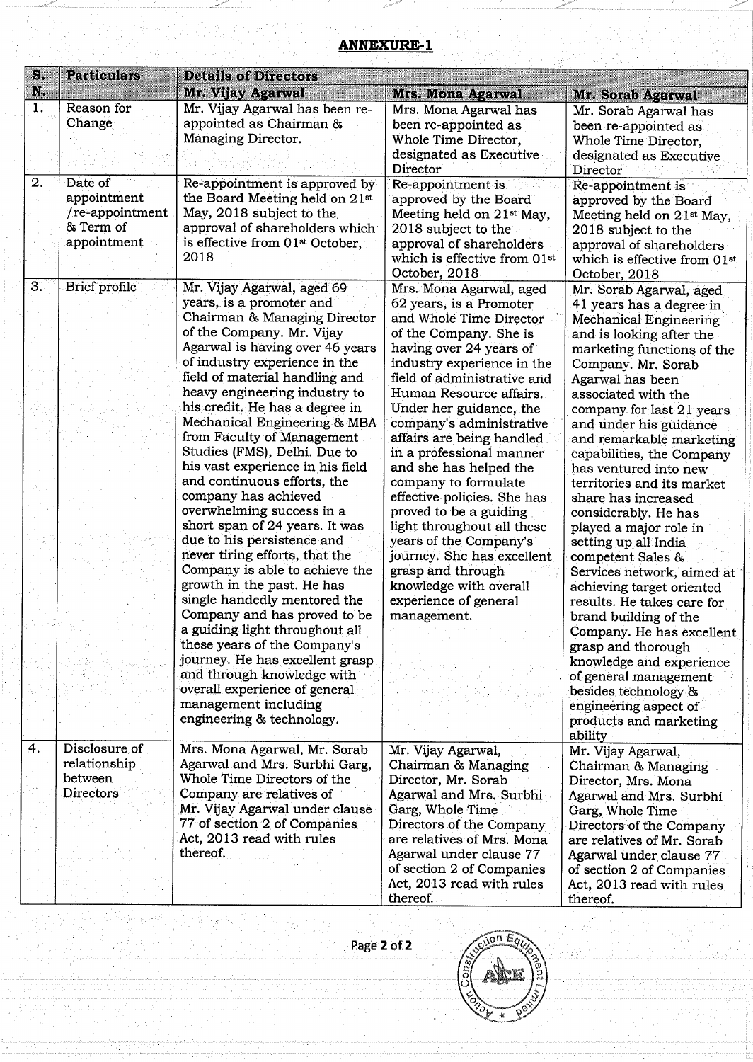## ANNEXURE-1

| S. N. | Particulars | Details of Directors | | |
|---|---|---|---|---|
| | | **Mr. Vijay Agarwal** | **Mrs. Mona Agarwal** | **Mr. Sorab Agarwal** |
| 1. | Reason for Change | Mr. Vijay Agarwal has been re-appointed as Chairman & Managing Director. | Mrs. Mona Agarwal has been re-appointed as Whole Time Director, designated as Executive Director | Mr. Sorab Agarwal has been re-appointed as Whole Time Director, designated as Executive Director |
| 2. | Date of appointment /re-appointment & Term of appointment | Re-appointment is approved by the Board Meeting held on 21st May, 2018 subject to the approval of shareholders which is effective from 01st October, 2018 | Re-appointment is approved by the Board Meeting held on 21st May, 2018 subject to the approval of shareholders which is effective from 01st October, 2018 | Re-appointment is approved by the Board Meeting held on 21st May, 2018 subject to the approval of shareholders which is effective from 01st October, 2018 |
| 3. | Brief profile | Mr. Vijay Agarwal, aged 69 years, is a promoter and Chairman & Managing Director of the Company. Mr. Vijay Agarwal is having over 46 years of industry experience in the field of material handling and heavy engineering industry to his credit. He has a degree in Mechanical Engineering & MBA from Faculty of Management Studies (FMS), Delhi. Due to his vast experience in his field and continuous efforts, the company has achieved overwhelming success in a short span of 24 years. It was due to his persistence and never tiring efforts, that the Company is able to achieve the growth in the past. He has single handedly mentored the Company and has proved to be a guiding light throughout all these years of the Company's journey. He has excellent grasp and through knowledge with overall experience of general management including engineering & technology. | Mrs. Mona Agarwal, aged 62 years, is a Promoter and Whole Time Director of the Company. She is having over 24 years of industry experience in the field of administrative and Human Resource affairs. Under her guidance, the company's administrative affairs are being handled in a professional manner and she has helped the company to formulate effective policies. She has proved to be a guiding light throughout all these years of the Company's journey. She has excellent grasp and through knowledge with overall experience of general management. | Mr. Sorab Agarwal, aged 41 years has a degree in Mechanical Engineering and is looking after the marketing functions of the Company. Mr. Sorab Agarwal has been associated with the company for last 21 years and under his guidance and remarkable marketing capabilities, the Company has ventured into new territories and its market share has increased considerably. He has played a major role in setting up all India competent Sales & Services network, aimed at achieving target oriented results. He takes care for brand building of the Company. He has excellent grasp and thorough knowledge and experience of general management besides technology & engineering aspect of products and marketing ability |
| 4. | Disclosure of relationship between Directors | Mrs. Mona Agarwal, Mr. Sorab Agarwal and Mrs. Surbhi Garg, Whole Time Directors of the Company are relatives of Mr. Vijay Agarwal under clause 77 of section 2 of Companies Act, 2013 read with rules thereof. | Mr. Vijay Agarwal, Chairman & Managing Director, Mr. Sorab Agarwal and Mrs. Surbhi Garg, Whole Time Directors of the Company are relatives of Mrs. Mona Agarwal under clause 77 of section 2 of Companies Act, 2013 read with rules thereof. | Mr. Vijay Agarwal, Chairman & Managing Director, Mrs. Mona Agarwal and Mrs. Surbhi Garg, Whole Time Directors of the Company are relatives of Mr. Sorab Agarwal under clause 77 of section 2 of Companies Act, 2013 read with rules thereof. |